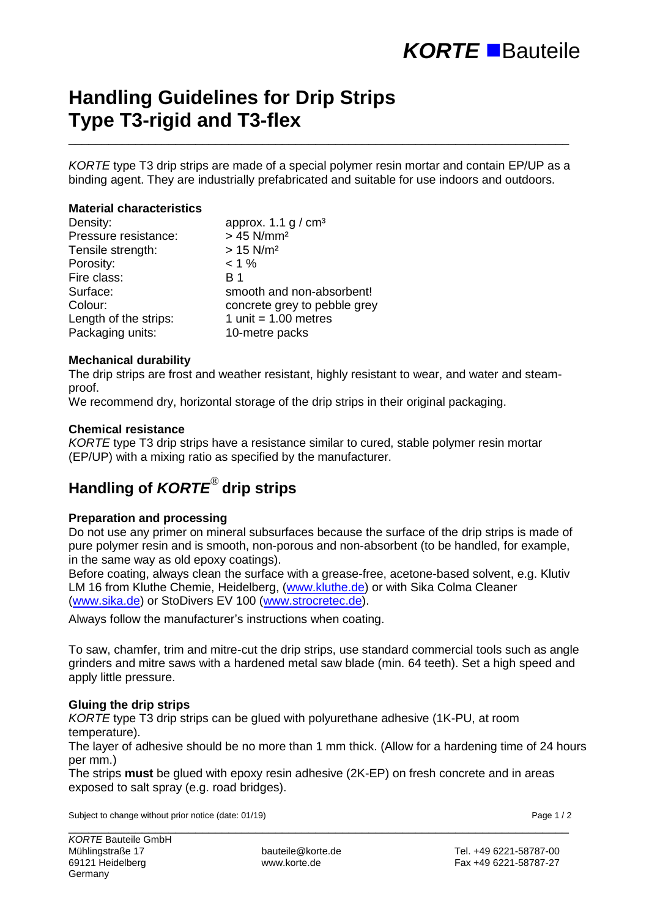**_KORTE_ ■Bauteile**

# Handling Guidelines for Drip Strips Type T3-rigid and T3-flex

---

*KORTE* type T3 drip strips are made of a special polymer resin mortar and contain EP/UP as a binding agent. They are industrially prefabricated and suitable for use indoors and outdoors.

### Material characteristics

| | |
|---|---|
| Density: | approx. 1.1 g / cm³ |
| Pressure resistance: | > 45 N/mm² |
| Tensile strength: | > 15 N/m² |
| Porosity: | < 1 % |
| Fire class: | B 1 |
| Surface: | smooth and non-absorbent! |
| Colour: | concrete grey to pebble grey |
| Length of the strips: | 1 unit = 1.00 metres |
| Packaging units: | 10-metre packs |

### Mechanical durability

The drip strips are frost and weather resistant, highly resistant to wear, and water and steam-proof.

We recommend dry, horizontal storage of the drip strips in their original packaging.

### Chemical resistance

*KORTE* type T3 drip strips have a resistance similar to cured, stable polymer resin mortar (EP/UP) with a mixing ratio as specified by the manufacturer.

## Handling of *KORTE*® drip strips

### Preparation and processing

Do not use any primer on mineral subsurfaces because the surface of the drip strips is made of pure polymer resin and is smooth, non-porous and non-absorbent (to be handled, for example, in the same way as old epoxy coatings).

Before coating, always clean the surface with a grease-free, acetone-based solvent, e.g. Klutiv LM 16 from Kluthe Chemie, Heidelberg, (www.kluthe.de) or with Sika Colma Cleaner (www.sika.de) or StoDivers EV 100 (www.strocretec.de).

Always follow the manufacturer's instructions when coating.

To saw, chamfer, trim and mitre-cut the drip strips, use standard commercial tools such as angle grinders and mitre saws with a hardened metal saw blade (min. 64 teeth). Set a high speed and apply little pressure.

### Gluing the drip strips

*KORTE* type T3 drip strips can be glued with polyurethane adhesive (1K-PU, at room temperature).

The layer of adhesive should be no more than 1 mm thick. (Allow for a hardening time of 24 hours per mm.)

The strips **must** be glued with epoxy resin adhesive (2K-EP) on fresh concrete and in areas exposed to salt spray (e.g. road bridges).

Subject to change without prior notice (date: 01/19)

---

*KORTE* Bauteile GmbH
Mühlingstraße 17
69121 Heidelberg
Germany

bauteile@korte.de
www.korte.de

Tel. +49 6221-58787-00
Fax +49 6221-58787-27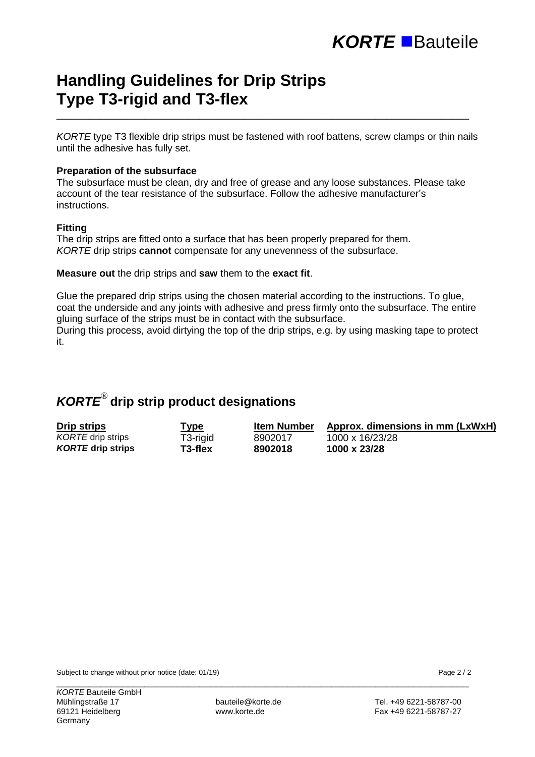# Handling Guidelines for Drip Strips Type T3-rigid and T3-flex

*KORTE* type T3 flexible drip strips must be fastened with roof battens, screw clamps or thin nails until the adhesive has fully set.

**Preparation of the subsurface**
The subsurface must be clean, dry and free of grease and any loose substances. Please take account of the tear resistance of the subsurface. Follow the adhesive manufacturer's instructions.

**Fitting**
The drip strips are fitted onto a surface that has been properly prepared for them.
*KORTE* drip strips **cannot** compensate for any unevenness of the subsurface.

**Measure out** the drip strips and **saw** them to the **exact fit**.

Glue the prepared drip strips using the chosen material according to the instructions. To glue, coat the underside and any joints with adhesive and press firmly onto the subsurface. The entire gluing surface of the strips must be in contact with the subsurface.
During this process, avoid dirtying the top of the drip strips, e.g. by using masking tape to protect it.

## *KORTE*® drip strip product designations

| Drip strips | Type | Item Number | Approx. dimensions in mm (LxWxH) |
|---|---|---|---|
| *KORTE* drip strips | T3-rigid | 8902017 | 1000 x 16/23/28 |
| ***KORTE* drip strips** | **T3-flex** | **8902018** | **1000 x 23/28** |

Subject to change without prior notice (date: 01/19)

*KORTE* Bauteile GmbH
Mühlingstraße 17
69121 Heidelberg
Germany

bauteile@korte.de
www.korte.de

Tel. +49 6221-58787-00
Fax +49 6221-58787-27